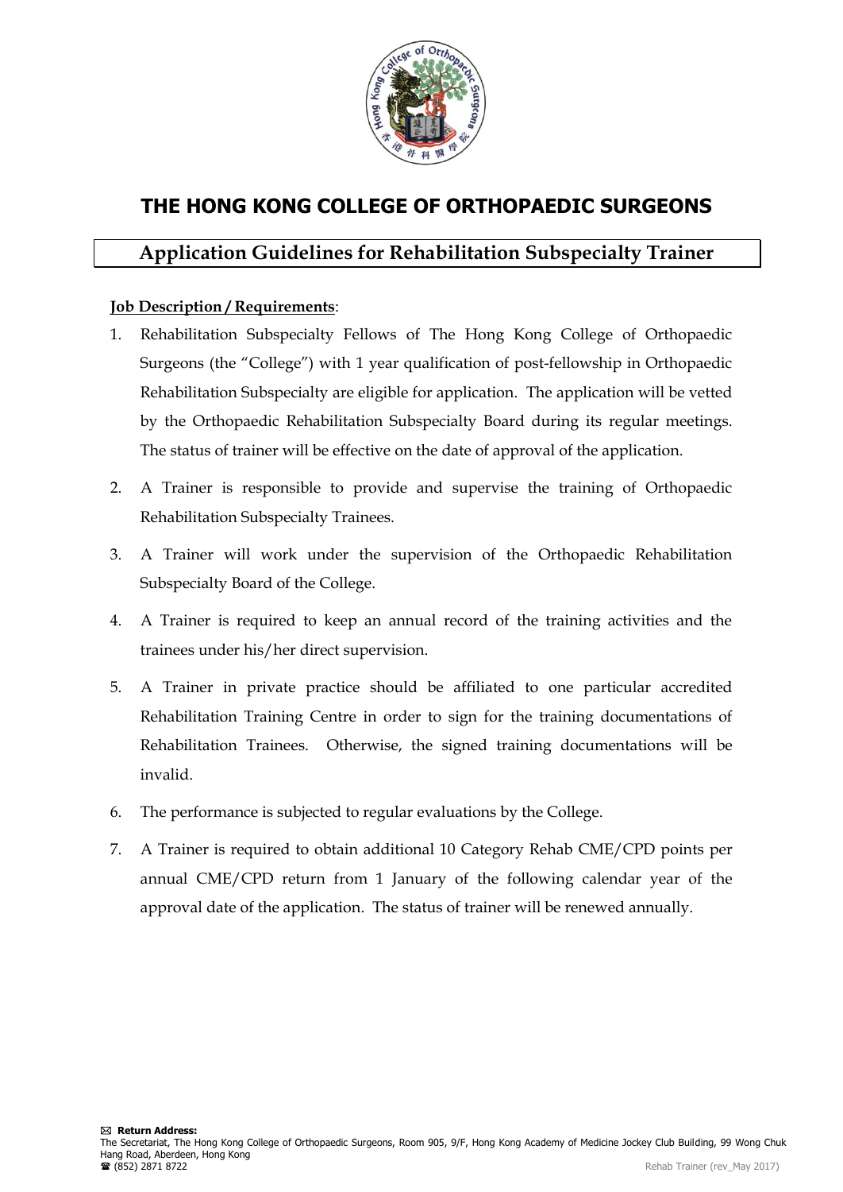# THE HONG KONG COLLEGE OF ORTHOPAEDIC SURGEONS

## Application Guidelines for Rehabilitation Subspecialty Trainer

**Job Description / Requirements**:

1. Rehabilitation Subspecialty Fellows of The Hong Kong College of Orthopaedic Surgeons (the "College") with 1 year qualification of post-fellowship in Orthopaedic Rehabilitation Subspecialty are eligible for application. The application will be vetted by the Orthopaedic Rehabilitation Subspecialty Board during its regular meetings. The status of trainer will be effective on the date of approval of the application.
2. A Trainer is responsible to provide and supervise the training of Orthopaedic Rehabilitation Subspecialty Trainees.
3. A Trainer will work under the supervision of the Orthopaedic Rehabilitation Subspecialty Board of the College.
4. A Trainer is required to keep an annual record of the training activities and the trainees under his/her direct supervision.
5. A Trainer in private practice should be affiliated to one particular accredited Rehabilitation Training Centre in order to sign for the training documentations of Rehabilitation Trainees. Otherwise, the signed training documentations will be invalid.
6. The performance is subjected to regular evaluations by the College.
7. A Trainer is required to obtain additional 10 Category Rehab CME/CPD points per annual CME/CPD return from 1 January of the following calendar year of the approval date of the application. The status of trainer will be renewed annually.

✉ **Return Address:**
The Secretariat, The Hong Kong College of Orthopaedic Surgeons, Room 905, 9/F, Hong Kong Academy of Medicine Jockey Club Building, 99 Wong Chuk Hang Road, Aberdeen, Hong Kong
☎ (852) 2871 8722

Rehab Trainer (rev_May 2017)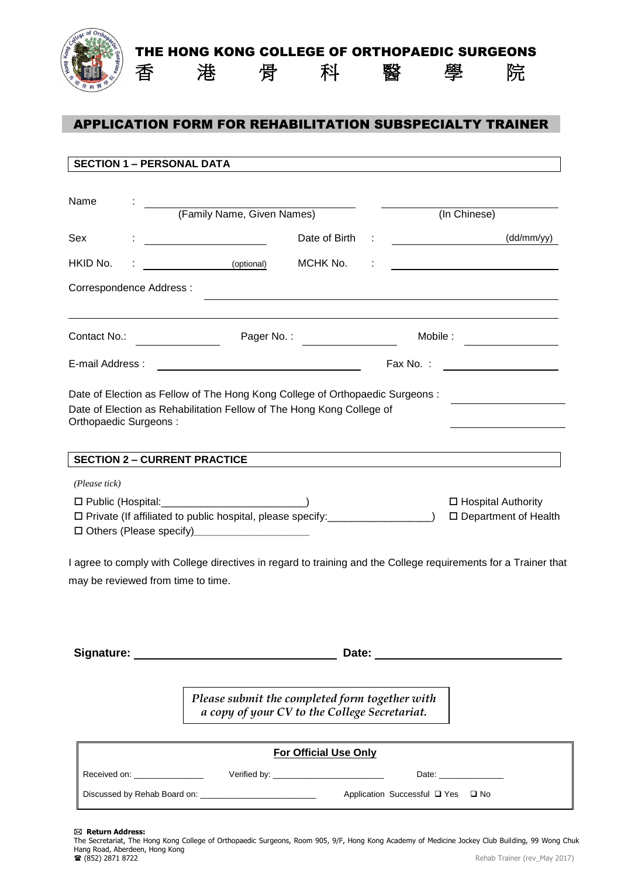# THE HONG KONG COLLEGE OF ORTHOPAEDIC SURGEONS
# 香 港 骨 科 醫 學 院

## APPLICATION FORM FOR REHABILITATION SUBSPECIALTY TRAINER

**SECTION 1 – PERSONAL DATA**

Name : ______________________ (Family Name, Given Names) ______________________ (In Chinese)

Sex : ______________________ Date of Birth : ______________________ (dd/mm/yy)

HKID No. : ______________ (optional) MCHK No. : ______________________

Correspondence Address : ____________________________________________

____________________________________________

Contact No.: ______________ Pager No. : ______________ Mobile : ______________

E-mail Address : ______________________________ Fax No. : ______________

Date of Election as Fellow of The Hong Kong College of Orthopaedic Surgeons : ______________

Date of Election as Rehabilitation Fellow of The Hong Kong College of Orthopaedic Surgeons : ______________

**SECTION 2 – CURRENT PRACTICE**

*(Please tick)*

- ☐ Public (Hospital:_________________________)
- ☐ Private (If affiliated to public hospital, please specify:__________________)
- ☐ Others (Please specify)____________________
- ☐ Hospital Authority
- ☐ Department of Health

I agree to comply with College directives in regard to training and the College requirements for a Trainer that may be reviewed from time to time.

**Signature:** ______________________________ **Date:** ______________________________

*Please submit the completed form together with a copy of your CV to the College Secretariat.*

| For Official Use Only | | |
|---|---|---|
| Received on: ______________ | Verified by: ______________________ | Date: ______________ |
| Discussed by Rehab Board on: ______________________ | Application Successful ❑ Yes ❑ No | |

**Return Address:**
The Secretariat, The Hong Kong College of Orthopaedic Surgeons, Room 905, 9/F, Hong Kong Academy of Medicine Jockey Club Building, 99 Wong Chuk Hang Road, Aberdeen, Hong Kong
☎ (852) 2871 8722

Rehab Trainer (rev_May 2017)